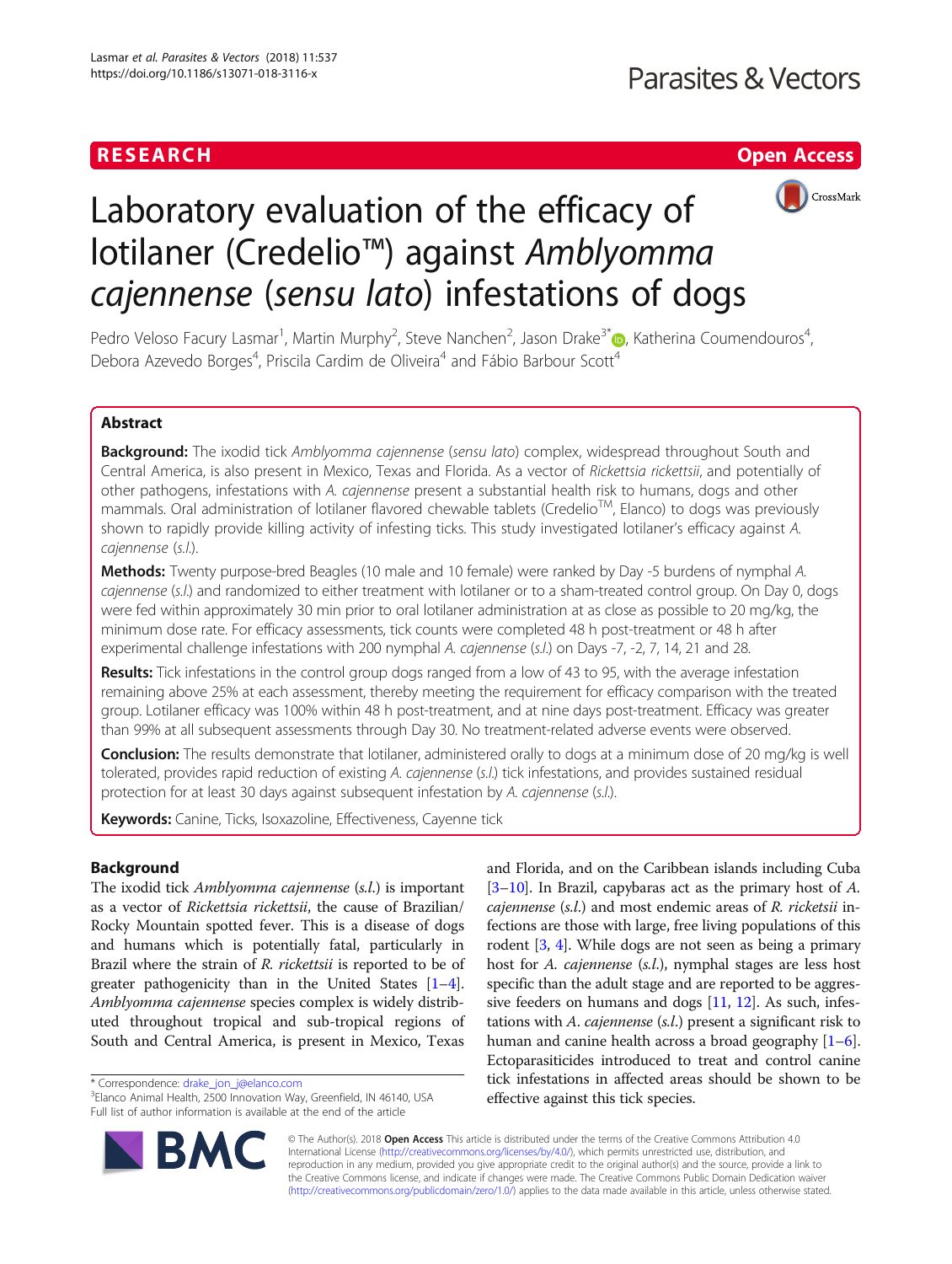RESEARCH

Open Access

# Laboratory evaluation of the efficacy of lotilaner (Credelio™) against *Amblyomma cajennense* (*sensu lato*) infestations of dogs

Pedro Veloso Facury Lasmar[1], Martin Murphy[2], Steve Nanchen[2], Jason Drake[3*], Katherina Coumendouros[4], Debora Azevedo Borges[4], Priscila Cardim de Oliveira[4] and Fábio Barbour Scott[4]

## Abstract

**Background:** The ixodid tick *Amblyomma cajennense* (*sensu lato*) complex, widespread throughout South and Central America, is also present in Mexico, Texas and Florida. As a vector of *Rickettsia rickettsii*, and potentially of other pathogens, infestations with *A. cajennense* present a substantial health risk to humans, dogs and other mammals. Oral administration of lotilaner flavored chewable tablets (Credelio™, Elanco) to dogs was previously shown to rapidly provide killing activity of infesting ticks. This study investigated lotilaner's efficacy against *A. cajennense* (*s.l.*).

**Methods:** Twenty purpose-bred Beagles (10 male and 10 female) were ranked by Day -5 burdens of nymphal *A. cajennense* (*s.l.*) and randomized to either treatment with lotilaner or to a sham-treated control group. On Day 0, dogs were fed within approximately 30 min prior to oral lotilaner administration at as close as possible to 20 mg/kg, the minimum dose rate. For efficacy assessments, tick counts were completed 48 h post-treatment or 48 h after experimental challenge infestations with 200 nymphal *A. cajennense* (*s.l.*) on Days -7, -2, 7, 14, 21 and 28.

**Results:** Tick infestations in the control group dogs ranged from a low of 43 to 95, with the average infestation remaining above 25% at each assessment, thereby meeting the requirement for efficacy comparison with the treated group. Lotilaner efficacy was 100% within 48 h post-treatment, and at nine days post-treatment. Efficacy was greater than 99% at all subsequent assessments through Day 30. No treatment-related adverse events were observed.

**Conclusion:** The results demonstrate that lotilaner, administered orally to dogs at a minimum dose of 20 mg/kg is well tolerated, provides rapid reduction of existing *A. cajennense* (*s.l.*) tick infestations, and provides sustained residual protection for at least 30 days against subsequent infestation by *A. cajennense* (*s.l.*).

**Keywords:** Canine, Ticks, Isoxazoline, Effectiveness, Cayenne tick

## Background

The ixodid tick *Amblyomma cajennense* (*s.l.*) is important as a vector of *Rickettsia rickettsii*, the cause of Brazilian/Rocky Mountain spotted fever. This is a disease of dogs and humans which is potentially fatal, particularly in Brazil where the strain of *R. rickettsii* is reported to be of greater pathogenicity than in the United States [1–4]. *Amblyomma cajennense* species complex is widely distributed throughout tropical and sub-tropical regions of South and Central America, is present in Mexico, Texas and Florida, and on the Caribbean islands including Cuba [3–10]. In Brazil, capybaras act as the primary host of *A. cajennense* (*s.l.*) and most endemic areas of *R. ricketsii* infections are those with large, free living populations of this rodent [3, 4]. While dogs are not seen as being a primary host for *A. cajennense* (*s.l.*), nymphal stages are less host specific than the adult stage and are reported to be aggressive feeders on humans and dogs [11, 12]. As such, infestations with *A. cajennense* (*s.l.*) present a significant risk to human and canine health across a broad geography [1–6]. Ectoparasiticides introduced to treat and control canine tick infestations in affected areas should be shown to be effective against this tick species.

* Correspondence: drake_jon_j@elanco.com
[3]Elanco Animal Health, 2500 Innovation Way, Greenfield, IN 46140, USA
Full list of author information is available at the end of the article

© The Author(s). 2018 **Open Access** This article is distributed under the terms of the Creative Commons Attribution 4.0 International License (http://creativecommons.org/licenses/by/4.0/), which permits unrestricted use, distribution, and reproduction in any medium, provided you give appropriate credit to the original author(s) and the source, provide a link to the Creative Commons license, and indicate if changes were made. The Creative Commons Public Domain Dedication waiver (http://creativecommons.org/publicdomain/zero/1.0/) applies to the data made available in this article, unless otherwise stated.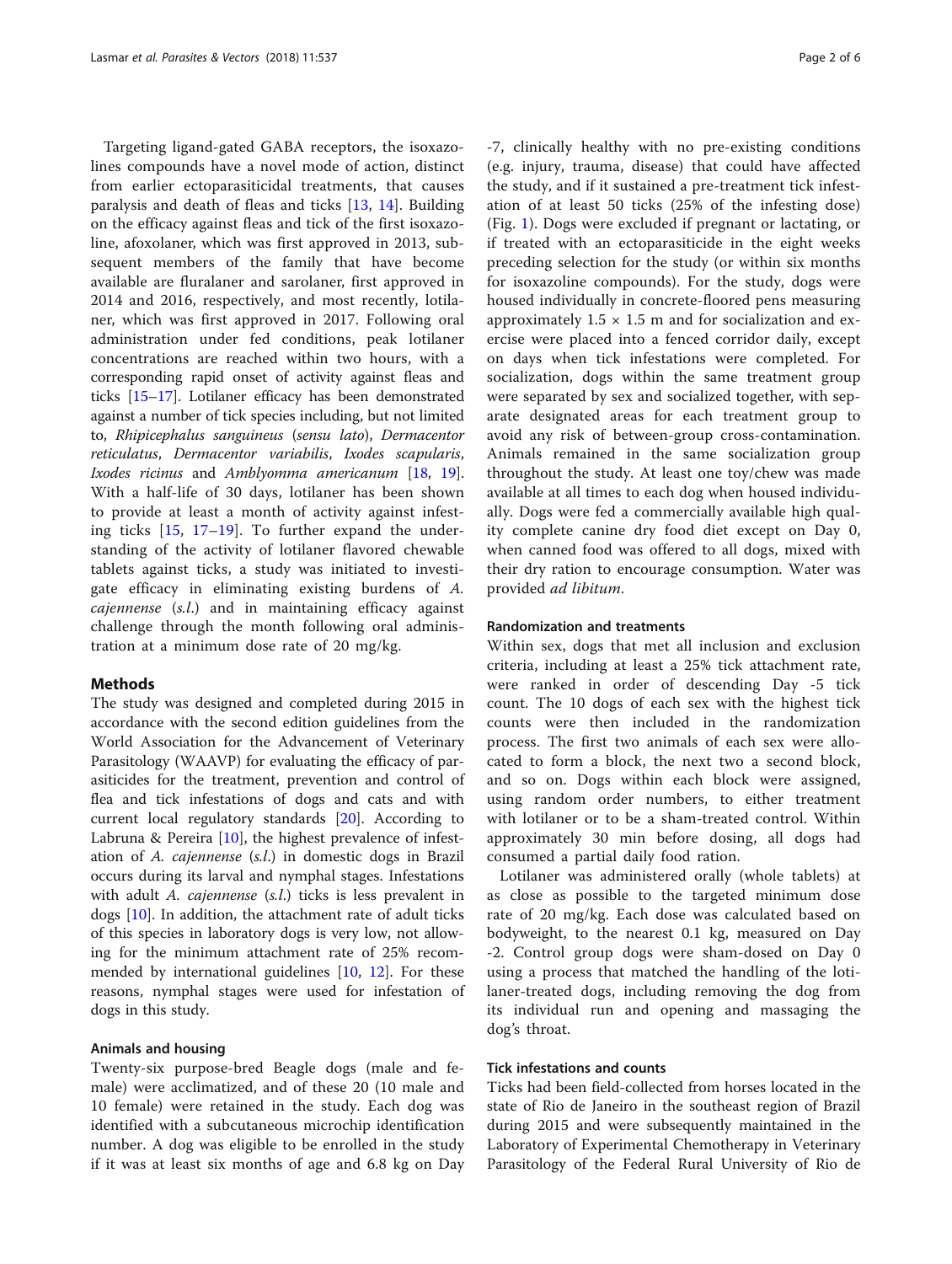Targeting ligand-gated GABA receptors, the isoxazolines compounds have a novel mode of action, distinct from earlier ectoparasiticidal treatments, that causes paralysis and death of fleas and ticks [13, 14]. Building on the efficacy against fleas and tick of the first isoxazoline, afoxolaner, which was first approved in 2013, subsequent members of the family that have become available are fluralaner and sarolaner, first approved in 2014 and 2016, respectively, and most recently, lotilaner, which was first approved in 2017. Following oral administration under fed conditions, peak lotilaner concentrations are reached within two hours, with a corresponding rapid onset of activity against fleas and ticks [15–17]. Lotilaner efficacy has been demonstrated against a number of tick species including, but not limited to, *Rhipicephalus sanguineus* (*sensu lato*), *Dermacentor reticulatus*, *Dermacentor variabilis*, *Ixodes scapularis*, *Ixodes ricinus* and *Amblyomma americanum* [18, 19]. With a half-life of 30 days, lotilaner has been shown to provide at least a month of activity against infesting ticks [15, 17–19]. To further expand the understanding of the activity of lotilaner flavored chewable tablets against ticks, a study was initiated to investigate efficacy in eliminating existing burdens of *A. cajennense* (*s.l.*) and in maintaining efficacy against challenge through the month following oral administration at a minimum dose rate of 20 mg/kg.

## Methods

The study was designed and completed during 2015 in accordance with the second edition guidelines from the World Association for the Advancement of Veterinary Parasitology (WAAVP) for evaluating the efficacy of parasiticides for the treatment, prevention and control of flea and tick infestations of dogs and cats and with current local regulatory standards [20]. According to Labruna & Pereira [10], the highest prevalence of infestation of *A. cajennense* (*s.l.*) in domestic dogs in Brazil occurs during its larval and nymphal stages. Infestations with adult *A. cajennense* (*s.l.*) ticks is less prevalent in dogs [10]. In addition, the attachment rate of adult ticks of this species in laboratory dogs is very low, not allowing for the minimum attachment rate of 25% recommended by international guidelines [10, 12]. For these reasons, nymphal stages were used for infestation of dogs in this study.

### Animals and housing

Twenty-six purpose-bred Beagle dogs (male and female) were acclimatized, and of these 20 (10 male and 10 female) were retained in the study. Each dog was identified with a subcutaneous microchip identification number. A dog was eligible to be enrolled in the study if it was at least six months of age and 6.8 kg on Day -7, clinically healthy with no pre-existing conditions (e.g. injury, trauma, disease) that could have affected the study, and if it sustained a pre-treatment tick infestation of at least 50 ticks (25% of the infesting dose) (Fig. 1). Dogs were excluded if pregnant or lactating, or if treated with an ectoparasiticide in the eight weeks preceding selection for the study (or within six months for isoxazoline compounds). For the study, dogs were housed individually in concrete-floored pens measuring approximately 1.5 × 1.5 m and for socialization and exercise were placed into a fenced corridor daily, except on days when tick infestations were completed. For socialization, dogs within the same treatment group were separated by sex and socialized together, with separate designated areas for each treatment group to avoid any risk of between-group cross-contamination. Animals remained in the same socialization group throughout the study. At least one toy/chew was made available at all times to each dog when housed individually. Dogs were fed a commercially available high quality complete canine dry food diet except on Day 0, when canned food was offered to all dogs, mixed with their dry ration to encourage consumption. Water was provided *ad libitum*.

### Randomization and treatments

Within sex, dogs that met all inclusion and exclusion criteria, including at least a 25% tick attachment rate, were ranked in order of descending Day -5 tick count. The 10 dogs of each sex with the highest tick counts were then included in the randomization process. The first two animals of each sex were allocated to form a block, the next two a second block, and so on. Dogs within each block were assigned, using random order numbers, to either treatment with lotilaner or to be a sham-treated control. Within approximately 30 min before dosing, all dogs had consumed a partial daily food ration.

Lotilaner was administered orally (whole tablets) at as close as possible to the targeted minimum dose rate of 20 mg/kg. Each dose was calculated based on bodyweight, to the nearest 0.1 kg, measured on Day -2. Control group dogs were sham-dosed on Day 0 using a process that matched the handling of the lotilaner-treated dogs, including removing the dog from its individual run and opening and massaging the dog's throat.

### Tick infestations and counts

Ticks had been field-collected from horses located in the state of Rio de Janeiro in the southeast region of Brazil during 2015 and were subsequently maintained in the Laboratory of Experimental Chemotherapy in Veterinary Parasitology of the Federal Rural University of Rio de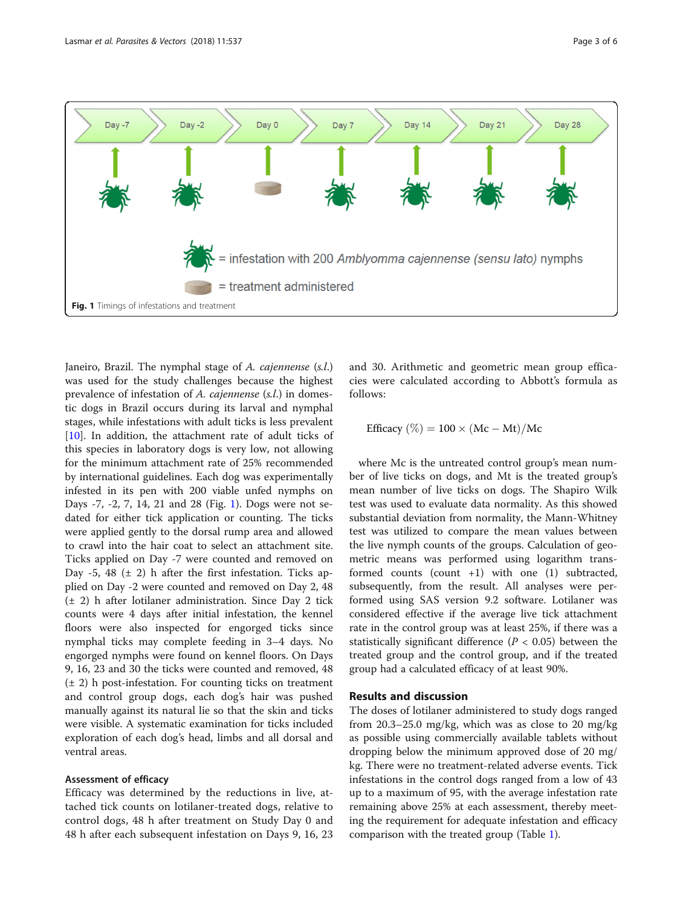Day -7 | Day -2 | Day 0 | Day 7 | Day 14 | Day 21 | Day 28

= infestation with 200 *Amblyomma cajennense (sensu lato)* nymphs

= treatment administered

**Fig. 1** Timings of infestations and treatment

Janeiro, Brazil. The nymphal stage of *A. cajennense* (*s.l.*) was used for the study challenges because the highest prevalence of infestation of *A. cajennense* (*s.l.*) in domestic dogs in Brazil occurs during its larval and nymphal stages, while infestations with adult ticks is less prevalent [10]. In addition, the attachment rate of adult ticks of this species in laboratory dogs is very low, not allowing for the minimum attachment rate of 25% recommended by international guidelines. Each dog was experimentally infested in its pen with 200 viable unfed nymphs on Days -7, -2, 7, 14, 21 and 28 (Fig. 1). Dogs were not sedated for either tick application or counting. The ticks were applied gently to the dorsal rump area and allowed to crawl into the hair coat to select an attachment site. Ticks applied on Day -7 were counted and removed on Day -5, 48 (± 2) h after the first infestation. Ticks applied on Day -2 were counted and removed on Day 2, 48 (± 2) h after lotilaner administration. Since Day 2 tick counts were 4 days after initial infestation, the kennel floors were also inspected for engorged ticks since nymphal ticks may complete feeding in 3–4 days. No engorged nymphs were found on kennel floors. On Days 9, 16, 23 and 30 the ticks were counted and removed, 48 (± 2) h post-infestation. For counting ticks on treatment and control group dogs, each dog's hair was pushed manually against its natural lie so that the skin and ticks were visible. A systematic examination for ticks included exploration of each dog's head, limbs and all dorsal and ventral areas.

### Assessment of efficacy

Efficacy was determined by the reductions in live, attached tick counts on lotilaner-treated dogs, relative to control dogs, 48 h after treatment on Study Day 0 and 48 h after each subsequent infestation on Days 9, 16, 23 and 30. Arithmetic and geometric mean group efficacies were calculated according to Abbott's formula as follows:

$$\text{Efficacy } (\%) = 100 \times (\text{Mc} - \text{Mt})/\text{Mc}$$

where Mc is the untreated control group's mean number of live ticks on dogs, and Mt is the treated group's mean number of live ticks on dogs. The Shapiro Wilk test was used to evaluate data normality. As this showed substantial deviation from normality, the Mann-Whitney test was utilized to compare the mean values between the live nymph counts of the groups. Calculation of geometric means was performed using logarithm transformed counts (count +1) with one (1) subtracted, subsequently, from the result. All analyses were performed using SAS version 9.2 software. Lotilaner was considered effective if the average live tick attachment rate in the control group was at least 25%, if there was a statistically significant difference ($P < 0.05$) between the treated group and the control group, and if the treated group had a calculated efficacy of at least 90%.

## Results and discussion

The doses of lotilaner administered to study dogs ranged from 20.3–25.0 mg/kg, which was as close to 20 mg/kg as possible using commercially available tablets without dropping below the minimum approved dose of 20 mg/kg. There were no treatment-related adverse events. Tick infestations in the control dogs ranged from a low of 43 up to a maximum of 95, with the average infestation rate remaining above 25% at each assessment, thereby meeting the requirement for adequate infestation and efficacy comparison with the treated group (Table 1).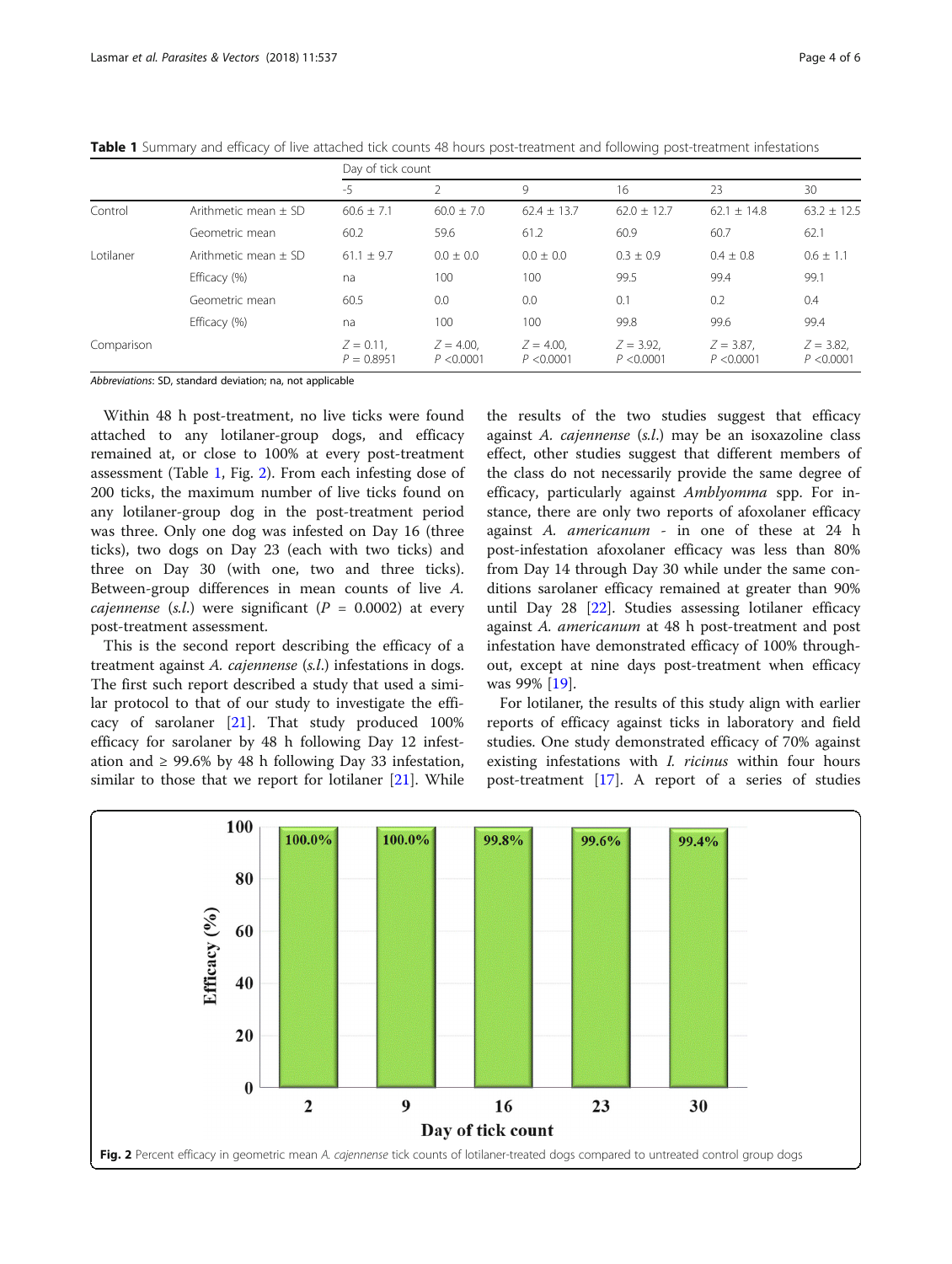**Table 1** Summary and efficacy of live attached tick counts 48 hours post-treatment and following post-treatment infestations

| | | Day of tick count | | | | | |
|---|---|---|---|---|---|---|---|
| | | -5 | 2 | 9 | 16 | 23 | 30 |
| Control | Arithmetic mean ± SD | 60.6 ± 7.1 | 60.0 ± 7.0 | 62.4 ± 13.7 | 62.0 ± 12.7 | 62.1 ± 14.8 | 63.2 ± 12.5 |
| | Geometric mean | 60.2 | 59.6 | 61.2 | 60.9 | 60.7 | 62.1 |
| Lotilaner | Arithmetic mean ± SD | 61.1 ± 9.7 | 0.0 ± 0.0 | 0.0 ± 0.0 | 0.3 ± 0.9 | 0.4 ± 0.8 | 0.6 ± 1.1 |
| | Efficacy (%) | na | 100 | 100 | 99.5 | 99.4 | 99.1 |
| | Geometric mean | 60.5 | 0.0 | 0.0 | 0.1 | 0.2 | 0.4 |
| | Efficacy (%) | na | 100 | 100 | 99.8 | 99.6 | 99.4 |
| Comparison | | $Z = 0.11$, $P = 0.8951$ | $Z = 4.00$, $P < 0.0001$ | $Z = 4.00$, $P < 0.0001$ | $Z = 3.92$, $P < 0.0001$ | $Z = 3.87$, $P < 0.0001$ | $Z = 3.82$, $P < 0.0001$ |

*Abbreviations*: SD, standard deviation; na, not applicable

Within 48 h post-treatment, no live ticks were found attached to any lotilaner-group dogs, and efficacy remained at, or close to 100% at every post-treatment assessment (Table 1, Fig. 2). From each infesting dose of 200 ticks, the maximum number of live ticks found on any lotilaner-group dog in the post-treatment period was three. Only one dog was infested on Day 16 (three ticks), two dogs on Day 23 (each with two ticks) and three on Day 30 (with one, two and three ticks). Between-group differences in mean counts of live *A. cajennense* (*s.l.*) were significant ($P = 0.0002$) at every post-treatment assessment.

This is the second report describing the efficacy of a treatment against *A. cajennense* (*s.l.*) infestations in dogs. The first such report described a study that used a similar protocol to that of our study to investigate the efficacy of sarolaner [21]. That study produced 100% efficacy for sarolaner by 48 h following Day 12 infestation and ≥ 99.6% by 48 h following Day 33 infestation, similar to those that we report for lotilaner [21]. While the results of the two studies suggest that efficacy against *A. cajennense* (*s.l.*) may be an isoxazoline class effect, other studies suggest that different members of the class do not necessarily provide the same degree of efficacy, particularly against *Amblyomma* spp. For instance, there are only two reports of afoxolaner efficacy against *A. americanum* - in one of these at 24 h post-infestation afoxolaner efficacy was less than 80% from Day 14 through Day 30 while under the same conditions sarolaner efficacy remained at greater than 90% until Day 28 [22]. Studies assessing lotilaner efficacy against *A. americanum* at 48 h post-treatment and post infestation have demonstrated efficacy of 100% throughout, except at nine days post-treatment when efficacy was 99% [19].

For lotilaner, the results of this study align with earlier reports of efficacy against ticks in laboratory and field studies. One study demonstrated efficacy of 70% against existing infestations with *I. ricinus* within four hours post-treatment [17]. A report of a series of studies

**Fig. 2** Percent efficacy in geometric mean *A. cajennense* tick counts of lotilaner-treated dogs compared to untreated control group dogs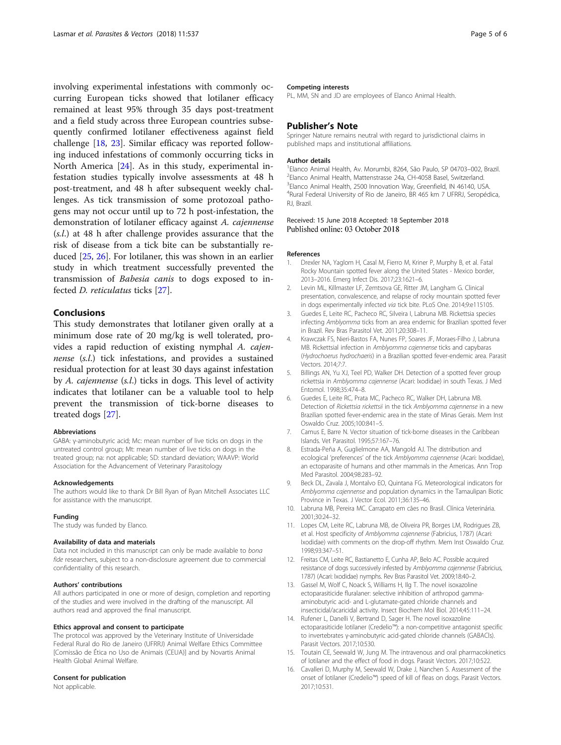involving experimental infestations with commonly occurring European ticks showed that lotilaner efficacy remained at least 95% through 35 days post-treatment and a field study across three European countries subsequently confirmed lotilaner effectiveness against field challenge [18, 23]. Similar efficacy was reported following induced infestations of commonly occurring ticks in North America [24]. As in this study, experimental infestation studies typically involve assessments at 48 h post-treatment, and 48 h after subsequent weekly challenges. As tick transmission of some protozoal pathogens may not occur until up to 72 h post-infestation, the demonstration of lotilaner efficacy against *A. cajennense* (*s.l.*) at 48 h after challenge provides assurance that the risk of disease from a tick bite can be substantially reduced [25, 26]. For lotilaner, this was shown in an earlier study in which treatment successfully prevented the transmission of *Babesia canis* to dogs exposed to infected *D. reticulatus* ticks [27].

## Conclusions

This study demonstrates that lotilaner given orally at a minimum dose rate of 20 mg/kg is well tolerated, provides a rapid reduction of existing nymphal *A. cajennense* (*s.l.*) tick infestations, and provides a sustained residual protection for at least 30 days against infestation by *A. cajennense* (*s.l.*) ticks in dogs. This level of activity indicates that lotilaner can be a valuable tool to help prevent the transmission of tick-borne diseases to treated dogs [27].

#### Abbreviations

GABA: γ-aminobutyric acid; Mc: mean number of live ticks on dogs in the untreated control group; Mt: mean number of live ticks on dogs in the treated group; na: not applicable; SD: standard deviation; WAAVP: World Association for the Advancement of Veterinary Parasitology

#### Acknowledgements

The authors would like to thank Dr Bill Ryan of Ryan Mitchell Associates LLC for assistance with the manuscript.

#### Funding

The study was funded by Elanco.

#### Availability of data and materials

Data not included in this manuscript can only be made available to *bona fide* researchers, subject to a non-disclosure agreement due to commercial confidentiality of this research.

#### Authors' contributions

All authors participated in one or more of design, completion and reporting of the studies and were involved in the drafting of the manuscript. All authors read and approved the final manuscript.

#### Ethics approval and consent to participate

The protocol was approved by the Veterinary Institute of Universidade Federal Rural do Rio de Janeiro (UFRRJ) Animal Welfare Ethics Committee [Comissão de Ética no Uso de Animais (CEUA)] and by Novartis Animal Health Global Animal Welfare.

#### Consent for publication

Not applicable.

#### Competing interests

PL, MM, SN and JD are employees of Elanco Animal Health.

## Publisher's Note

Springer Nature remains neutral with regard to jurisdictional claims in published maps and institutional affiliations.

#### Author details

[1]Elanco Animal Health, Av. Morumbi, 8264, São Paulo, SP 04703–002, Brazil. [2]Elanco Animal Health, Mattenstrasse 24a, CH-4058 Basel, Switzerland. [3]Elanco Animal Health, 2500 Innovation Way, Greenfield, IN 46140, USA. [4]Rural Federal University of Rio de Janeiro, BR 465 km 7 UFRRJ, Seropédica, RJ, Brazil.

Received: 15 June 2018 Accepted: 18 September 2018
Published online: 03 October 2018

#### References

1. Drexler NA, Yaglom H, Casal M, Fierro M, Kriner P, Murphy B, et al. Fatal Rocky Mountain spotted fever along the United States - Mexico border, 2013–2016. Emerg Infect Dis. 2017;23:1621–6.
2. Levin ML, Killmaster LF, Zemtsova GE, Ritter JM, Langham G. Clinical presentation, convalescence, and relapse of rocky mountain spotted fever in dogs experimentally infected *via* tick bite. PLoS One. 2014;9:e115105.
3. Guedes E, Leite RC, Pacheco RC, Silveira I, Labruna MB. Rickettsia species infecting *Amblyomma* ticks from an area endemic for Brazilian spotted fever in Brazil. Rev Bras Parasitol Vet. 2011;20:308–11.
4. Krawczak FS, Nieri-Bastos FA, Nunes FP, Soares JF, Moraes-Filho J, Labruna MB. Rickettsial infection in *Amblyomma cajennense* ticks and capybaras (*Hydrochoerus hydrochaeris*) in a Brazilian spotted fever-endemic area. Parasit Vectors. 2014;7:7.
5. Billings AN, Yu XJ, Teel PD, Walker DH. Detection of a spotted fever group rickettsia in *Amblyomma cajennense* (Acari: Ixodidae) in south Texas. J Med Entomol. 1998;35:474–8.
6. Guedes E, Leite RC, Prata MC, Pacheco RC, Walker DH, Labruna MB. Detection of *Rickettsia rickettsii* in the tick *Amblyomma cajennense* in a new Brazilian spotted fever-endemic area in the state of Minas Gerais. Mem Inst Oswaldo Cruz. 2005;100:841–5.
7. Camus E, Barre N. Vector situation of tick-borne diseases in the Caribbean Islands. Vet Parasitol. 1995;57:167–76.
8. Estrada-Peña A, Guglielmone AA, Mangold AJ. The distribution and ecological 'preferences' of the tick *Amblyomma cajennense* (Acari: Ixodidae), an ectoparasite of humans and other mammals in the Americas. Ann Trop Med Parasitol. 2004;98:283–92.
9. Beck DL, Zavala J, Montalvo EO, Quintana FG. Meteorological indicators for *Amblyomma cajennense* and population dynamics in the Tamaulipan Biotic Province in Texas. J Vector Ecol. 2011;36:135–46.
10. Labruna MB, Pereira MC. Carrapato em cães no Brasil. Clínica Veterinária. 2001;30:24–32.
11. Lopes CM, Leite RC, Labruna MB, de Oliveira PR, Borges LM, Rodrigues ZB, et al. Host specificity of *Amblyomma cajennense* (Fabricius, 1787) (Acari: Ixodidae) with comments on the drop-off rhythm. Mem Inst Oswaldo Cruz. 1998;93:347–51.
12. Freitas CM, Leite RC, Bastianetto E, Cunha AP, Belo AC. Possible acquired resistance of dogs successively infested by *Amblyomma cajennense* (Fabricius, 1787) (Acari: Ixodidae) nymphs. Rev Bras Parasitol Vet. 2009;18:40–2.
13. Gassel M, Wolf C, Noack S, Williams H, Ilg T. The novel isoxazoline ectoparasiticide fluralaner: selective inhibition of arthropod gamma-aminobutyric acid- and L-glutamate-gated chloride channels and insecticidal/acaricidal activity. Insect Biochem Mol Biol. 2014;45:111–24.
14. Rufener L, Danelli V, Bertrand D, Sager H. The novel isoxazoline ectoparasiticide lotilaner (Credelio™): a non-competitive antagonist specific to invertebrates γ-aminobutyric acid-gated chloride channels (GABACls). Parasit Vectors. 2017;10:530.
15. Toutain CE, Seewald W, Jung M. The intravenous and oral pharmacokinetics of lotilaner and the effect of food in dogs. Parasit Vectors. 2017;10:522.
16. Cavalleri D, Murphy M, Seewald W, Drake J, Nanchen S. Assessment of the onset of lotilaner (Credelio™) speed of kill of fleas on dogs. Parasit Vectors. 2017;10:531.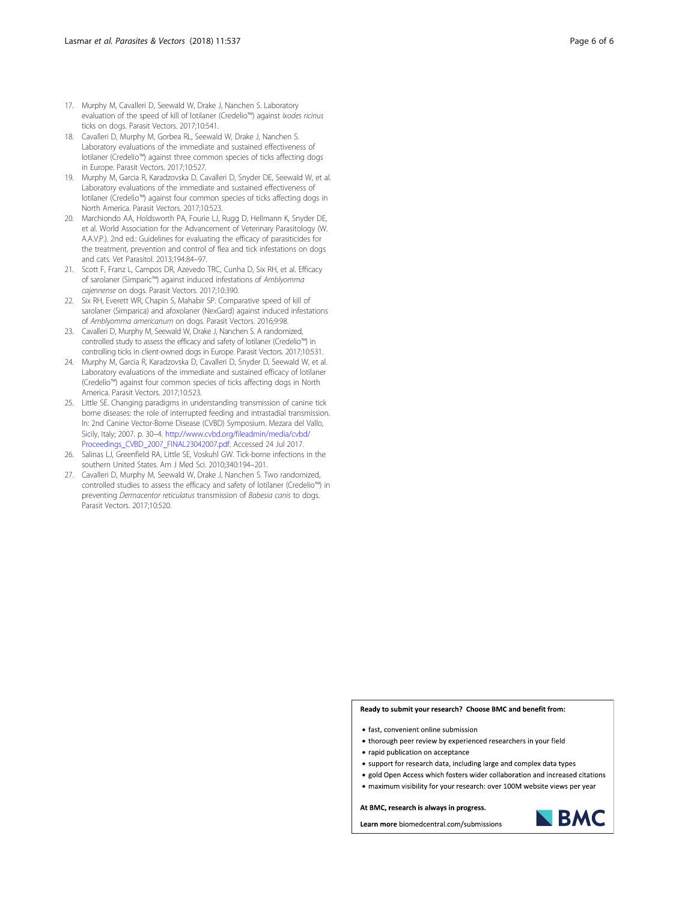17. Murphy M, Cavalleri D, Seewald W, Drake J, Nanchen S. Laboratory evaluation of the speed of kill of lotilaner (Credelio™) against *Ixodes ricinus* ticks on dogs. Parasit Vectors. 2017;10:541.
18. Cavalleri D, Murphy M, Gorbea RL, Seewald W, Drake J, Nanchen S. Laboratory evaluations of the immediate and sustained effectiveness of lotilaner (Credelio™) against three common species of ticks affecting dogs in Europe. Parasit Vectors. 2017;10:527.
19. Murphy M, Garcia R, Karadzovska D, Cavalleri D, Snyder DE, Seewald W, et al. Laboratory evaluations of the immediate and sustained effectiveness of lotilaner (Credelio™) against four common species of ticks affecting dogs in North America. Parasit Vectors. 2017;10:523.
20. Marchiondo AA, Holdsworth PA, Fourie LJ, Rugg D, Hellmann K, Snyder DE, et al. World Association for the Advancement of Veterinary Parasitology (W.A.A.V.P.). 2nd ed.: Guidelines for evaluating the efficacy of parasiticides for the treatment, prevention and control of flea and tick infestations on dogs and cats. Vet Parasitol. 2013;194:84–97.
21. Scott F, Franz L, Campos DR, Azevedo TRC, Cunha D, Six RH, et al. Efficacy of sarolaner (Simparic™) against induced infestations of *Amblyomma cajennense* on dogs. Parasit Vectors. 2017;10:390.
22. Six RH, Everett WR, Chapin S, Mahabir SP. Comparative speed of kill of sarolaner (Simparica) and afoxolaner (NexGard) against induced infestations of *Amblyomma americanum* on dogs. Parasit Vectors. 2016;9:98.
23. Cavalleri D, Murphy M, Seewald W, Drake J, Nanchen S. A randomized, controlled study to assess the efficacy and safety of lotilaner (Credelio™) in controlling ticks in client-owned dogs in Europe. Parasit Vectors. 2017;10:531.
24. Murphy M, Garcia R, Karadzovska D, Cavalleri D, Snyder D, Seewald W, et al. Laboratory evaluations of the immediate and sustained efficacy of lotilaner (Credelio™) against four common species of ticks affecting dogs in North America. Parasit Vectors. 2017;10:523.
25. Little SE. Changing paradigms in understanding transmission of canine tick borne diseases: the role of interrupted feeding and intrastadial transmission. In: 2nd Canine Vector-Borne Disease (CVBD) Symposium. Mezara del Vallo, Sicily, Italy; 2007. p. 30–4. http://www.cvbd.org/fileadmin/media/cvbd/Proceedings_CVBD_2007_FINAL23042007.pdf. Accessed 24 Jul 2017.
26. Salinas LJ, Greenfield RA, Little SE, Voskuhl GW. Tick-borne infections in the southern United States. Am J Med Sci. 2010;340:194–201.
27. Cavalleri D, Murphy M, Seewald W, Drake J, Nanchen S. Two randomized, controlled studies to assess the efficacy and safety of lotilaner (Credelio™) in preventing *Dermacentor reticulatus* transmission of *Babesia canis* to dogs. Parasit Vectors. 2017;10:520.